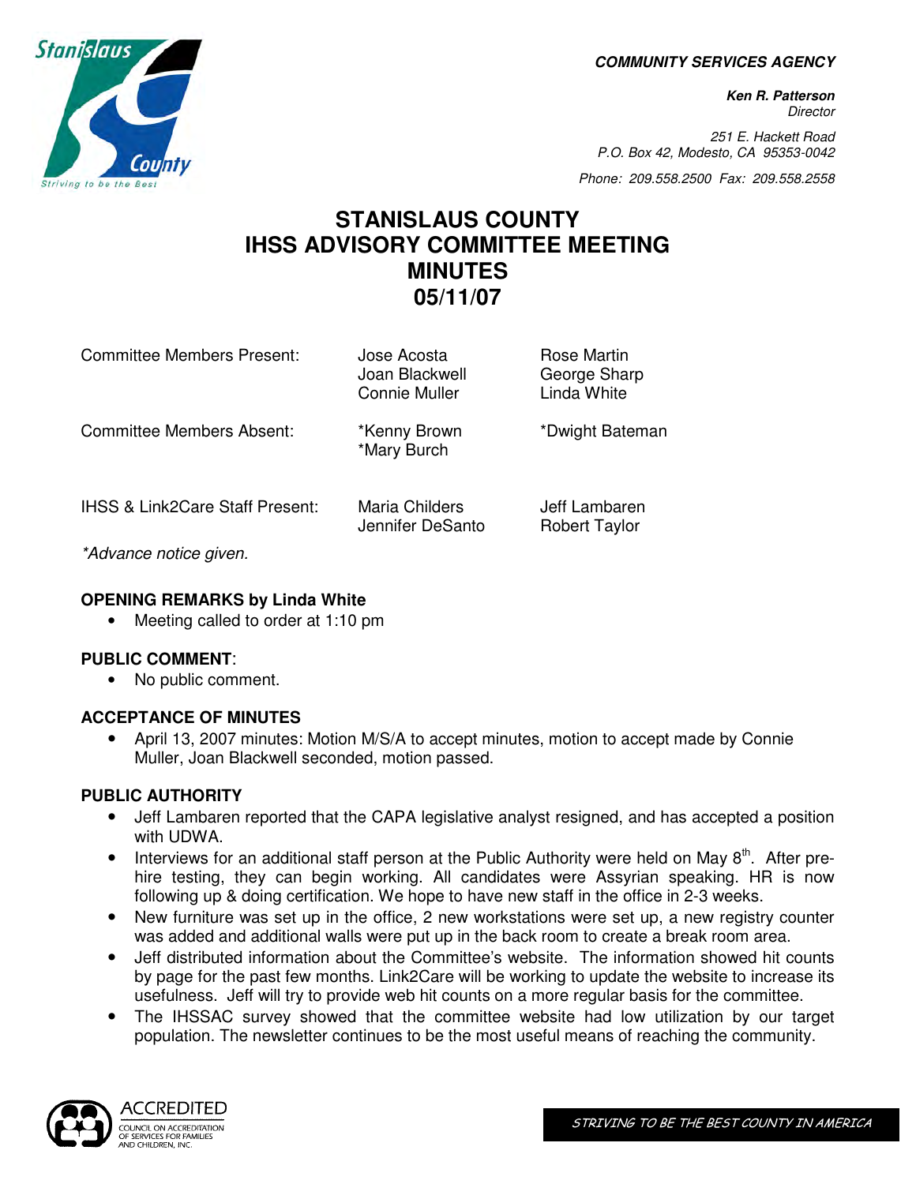**COMMUNITY SERVICES AGENCY**

**Ken R. Patterson**
*Director*

*251 E. Hackett Road*
*P.O. Box 42, Modesto, CA 95353-0042*

*Phone: 209.558.2500 Fax: 209.558.2558*

# STANISLAUS COUNTY
# IHSS ADVISORY COMMITTEE MEETING
# MINUTES
# 05/11/07

| | | |
|---|---|---|
| Committee Members Present: | Jose Acosta<br>Joan Blackwell<br>Connie Muller | Rose Martin<br>George Sharp<br>Linda White |
| Committee Members Absent: | *Kenny Brown<br>*Mary Burch | *Dwight Bateman |
| IHSS & Link2Care Staff Present: | Maria Childers<br>Jennifer DeSanto | Jeff Lambaren<br>Robert Taylor |

*\*Advance notice given.*

**OPENING REMARKS by Linda White**

- Meeting called to order at 1:10 pm

**PUBLIC COMMENT**:

- No public comment.

**ACCEPTANCE OF MINUTES**

- April 13, 2007 minutes: Motion M/S/A to accept minutes, motion to accept made by Connie Muller, Joan Blackwell seconded, motion passed.

**PUBLIC AUTHORITY**

- Jeff Lambaren reported that the CAPA legislative analyst resigned, and has accepted a position with UDWA.
- Interviews for an additional staff person at the Public Authority were held on May 8th. After pre-hire testing, they can begin working. All candidates were Assyrian speaking. HR is now following up & doing certification. We hope to have new staff in the office in 2-3 weeks.
- New furniture was set up in the office, 2 new workstations were set up, a new registry counter was added and additional walls were put up in the back room to create a break room area.
- Jeff distributed information about the Committee's website. The information showed hit counts by page for the past few months. Link2Care will be working to update the website to increase its usefulness. Jeff will try to provide web hit counts on a more regular basis for the committee.
- The IHSSAC survey showed that the committee website had low utilization by our target population. The newsletter continues to be the most useful means of reaching the community.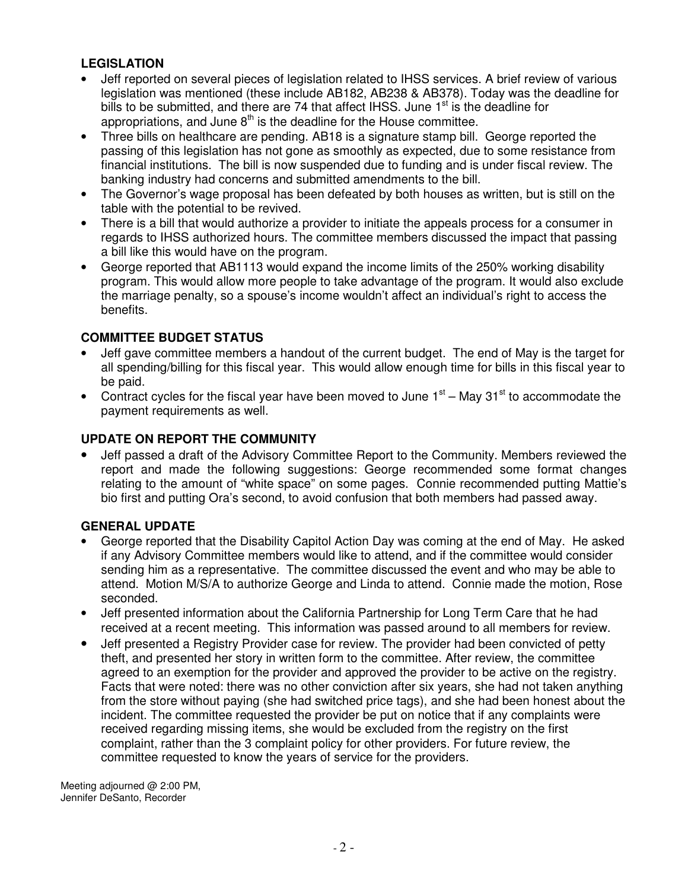## LEGISLATION

- Jeff reported on several pieces of legislation related to IHSS services. A brief review of various legislation was mentioned (these include AB182, AB238 & AB378). Today was the deadline for bills to be submitted, and there are 74 that affect IHSS. June 1st is the deadline for appropriations, and June 8th is the deadline for the House committee.
- Three bills on healthcare are pending. AB18 is a signature stamp bill. George reported the passing of this legislation has not gone as smoothly as expected, due to some resistance from financial institutions. The bill is now suspended due to funding and is under fiscal review. The banking industry had concerns and submitted amendments to the bill.
- The Governor's wage proposal has been defeated by both houses as written, but is still on the table with the potential to be revived.
- There is a bill that would authorize a provider to initiate the appeals process for a consumer in regards to IHSS authorized hours. The committee members discussed the impact that passing a bill like this would have on the program.
- George reported that AB1113 would expand the income limits of the 250% working disability program. This would allow more people to take advantage of the program. It would also exclude the marriage penalty, so a spouse's income wouldn't affect an individual's right to access the benefits.

## COMMITTEE BUDGET STATUS

- Jeff gave committee members a handout of the current budget. The end of May is the target for all spending/billing for this fiscal year. This would allow enough time for bills in this fiscal year to be paid.
- Contract cycles for the fiscal year have been moved to June 1st – May 31st to accommodate the payment requirements as well.

## UPDATE ON REPORT THE COMMUNITY

- Jeff passed a draft of the Advisory Committee Report to the Community. Members reviewed the report and made the following suggestions: George recommended some format changes relating to the amount of "white space" on some pages. Connie recommended putting Mattie's bio first and putting Ora's second, to avoid confusion that both members had passed away.

## GENERAL UPDATE

- George reported that the Disability Capitol Action Day was coming at the end of May. He asked if any Advisory Committee members would like to attend, and if the committee would consider sending him as a representative. The committee discussed the event and who may be able to attend. Motion M/S/A to authorize George and Linda to attend. Connie made the motion, Rose seconded.
- Jeff presented information about the California Partnership for Long Term Care that he had received at a recent meeting. This information was passed around to all members for review.
- Jeff presented a Registry Provider case for review. The provider had been convicted of petty theft, and presented her story in written form to the committee. After review, the committee agreed to an exemption for the provider and approved the provider to be active on the registry. Facts that were noted: there was no other conviction after six years, she had not taken anything from the store without paying (she had switched price tags), and she had been honest about the incident. The committee requested the provider be put on notice that if any complaints were received regarding missing items, she would be excluded from the registry on the first complaint, rather than the 3 complaint policy for other providers. For future review, the committee requested to know the years of service for the providers.

Meeting adjourned @ 2:00 PM,
Jennifer DeSanto, Recorder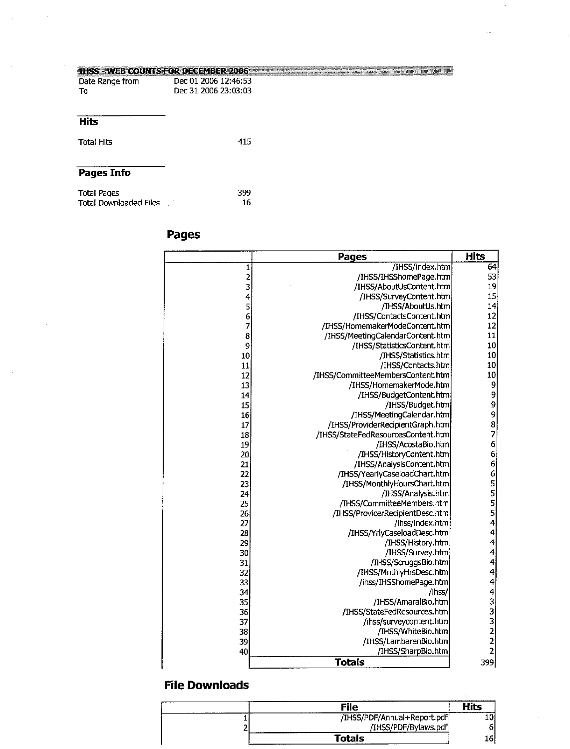## IHSS - WEB COUNTS FOR DECEMBER 2006

| | |
|---|---|
| Date Range from | Dec 01 2006 12:46:53 |
| To | Dec 31 2006 23:03:03 |

### Hits

| | |
|---|---|
| Total Hits | 415 |

### Pages Info

| | |
|---|---|
| Total Pages | 399 |
| Total Downloaded Files | 16 |

## Pages

| | Pages | Hits |
|---|---|---|
| 1 | /IHSS/index.htm | 64 |
| 2 | /IHSS/IHSShomePage.htm | 53 |
| 3 | /IHSS/AboutUsContent.htm | 19 |
| 4 | /IHSS/SurveyContent.htm | 15 |
| 5 | /IHSS/AboutUs.htm | 14 |
| 6 | /IHSS/ContactsContent.htm | 12 |
| 7 | /IHSS/HomemakerModeContent.htm | 12 |
| 8 | /IHSS/MeetingCalendarContent.htm | 11 |
| 9 | /IHSS/StatisticsContent.htm | 10 |
| 10 | /IHSS/Statistics.htm | 10 |
| 11 | /IHSS/Contacts.htm | 10 |
| 12 | /IHSS/CommitteeMembersContent.htm | 10 |
| 13 | /IHSS/HomemakerMode.htm | 9 |
| 14 | /IHSS/BudgetContent.htm | 9 |
| 15 | /IHSS/Budget.htm | 9 |
| 16 | /IHSS/MeetingCalendar.htm | 9 |
| 17 | /IHSS/ProviderRecipientGraph.htm | 8 |
| 18 | /IHSS/StateFedResourcesContent.htm | 7 |
| 19 | /IHSS/AcostaBio.htm | 6 |
| 20 | /IHSS/HistoryContent.htm | 6 |
| 21 | /IHSS/AnalysisContent.htm | 6 |
| 22 | /IHSS/YearlyCaseloadChart.htm | 6 |
| 23 | /IHSS/MonthlyHoursChart.htm | 5 |
| 24 | /IHSS/Analysis.htm | 5 |
| 25 | /IHSS/CommitteeMembers.htm | 5 |
| 26 | /IHSS/ProvicerRecipientDesc.htm | 5 |
| 27 | /ihss/index.htm | 4 |
| 28 | /IHSS/YrlyCaseloadDesc.htm | 4 |
| 29 | /IHSS/History.htm | 4 |
| 30 | /IHSS/Survey.htm | 4 |
| 31 | /IHSS/ScruggsBio.htm | 4 |
| 32 | /IHSS/MnthlyHrsDesc.htm | 4 |
| 33 | /ihss/IHSShomePage.htm | 4 |
| 34 | /ihss/ | 4 |
| 35 | /IHSS/AmaralBio.htm | 3 |
| 36 | /IHSS/StateFedResources.htm | 3 |
| 37 | /ihss/surveycontent.htm | 3 |
| 38 | /IHSS/WhiteBio.htm | 2 |
| 39 | /IHSS/LambarenBio.htm | 2 |
| 40 | /IHSS/SharpBio.htm | 2 |
| | **Totals** | 399 |

## File Downloads

| | File | Hits |
|---|---|---|
| 1 | /IHSS/PDF/Annual+Report.pdf | 10 |
| 2 | /IHSS/PDF/Bylaws.pdf | 6 |
| | **Totals** | 16 |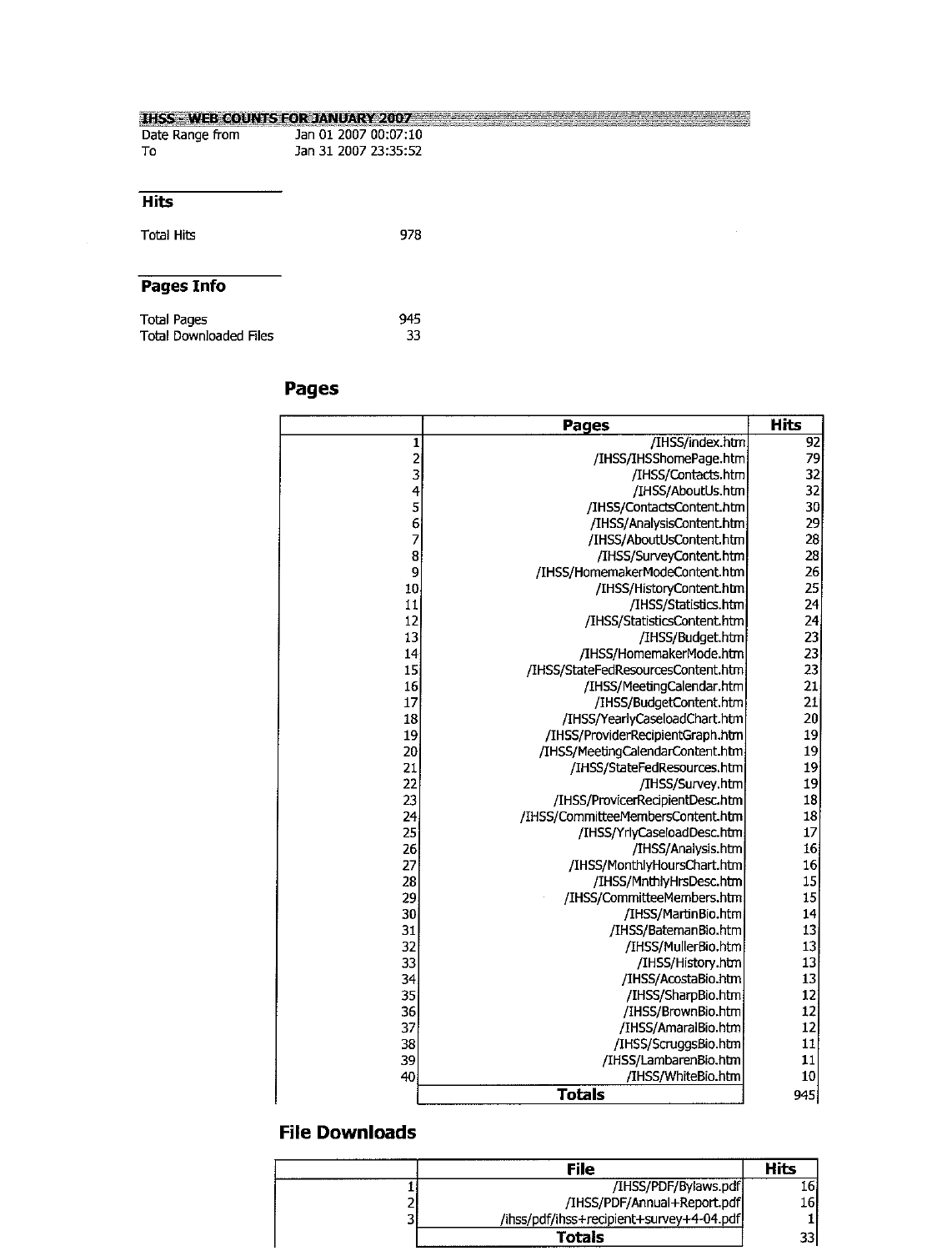## IHSS - WEB COUNTS FOR JANUARY 2007

Date Range from Jan 01 2007 00:07:10
To Jan 31 2007 23:35:52

### Hits

Total Hits 978

### Pages Info

Total Pages 945
Total Downloaded Files 33

## Pages

| | Pages | Hits |
|---|---|---|
| 1 | /IHSS/index.htm | 92 |
| 2 | /IHSS/IHSShomePage.htm | 79 |
| 3 | /IHSS/Contacts.htm | 32 |
| 4 | /IHSS/AboutUs.htm | 32 |
| 5 | /IHSS/ContactsContent.htm | 30 |
| 6 | /IHSS/AnalysisContent.htm | 29 |
| 7 | /IHSS/AboutUsContent.htm | 28 |
| 8 | /IHSS/SurveyContent.htm | 28 |
| 9 | /IHSS/HomemakerModeContent.htm | 26 |
| 10 | /IHSS/HistoryContent.htm | 25 |
| 11 | /IHSS/Statistics.htm | 24 |
| 12 | /IHSS/StatisticsContent.htm | 24 |
| 13 | /IHSS/Budget.htm | 23 |
| 14 | /IHSS/HomemakerMode.htm | 23 |
| 15 | /IHSS/StateFedResourcesContent.htm | 23 |
| 16 | /IHSS/MeetingCalendar.htm | 21 |
| 17 | /IHSS/BudgetContent.htm | 21 |
| 18 | /IHSS/YearlyCaseloadChart.htm | 20 |
| 19 | /IHSS/ProviderRecipientGraph.htm | 19 |
| 20 | /IHSS/MeetingCalendarContent.htm | 19 |
| 21 | /IHSS/StateFedResources.htm | 19 |
| 22 | /IHSS/Survey.htm | 19 |
| 23 | /IHSS/ProvicerRecipientDesc.htm | 18 |
| 24 | /IHSS/CommitteeMembersContent.htm | 18 |
| 25 | /IHSS/YrlyCaseloadDesc.htm | 17 |
| 26 | /IHSS/Analysis.htm | 16 |
| 27 | /IHSS/MonthlyHoursChart.htm | 16 |
| 28 | /IHSS/MnthlyHrsDesc.htm | 15 |
| 29 | /IHSS/CommitteeMembers.htm | 15 |
| 30 | /IHSS/MartinBio.htm | 14 |
| 31 | /IHSS/BatemanBio.htm | 13 |
| 32 | /IHSS/MullerBio.htm | 13 |
| 33 | /IHSS/History.htm | 13 |
| 34 | /IHSS/AcostaBio.htm | 13 |
| 35 | /IHSS/SharpBio.htm | 12 |
| 36 | /IHSS/BrownBio.htm | 12 |
| 37 | /IHSS/AmaralBio.htm | 12 |
| 38 | /IHSS/ScruggsBio.htm | 11 |
| 39 | /IHSS/LambarenBio.htm | 11 |
| 40 | /IHSS/WhiteBio.htm | 10 |
| | **Totals** | 945 |

## File Downloads

| | File | Hits |
|---|---|---|
| 1 | /IHSS/PDF/Bylaws.pdf | 16 |
| 2 | /IHSS/PDF/Annual+Report.pdf | 16 |
| 3 | /ihss/pdf/ihss+recipient+survey+4-04.pdf | 1 |
| | **Totals** | 33 |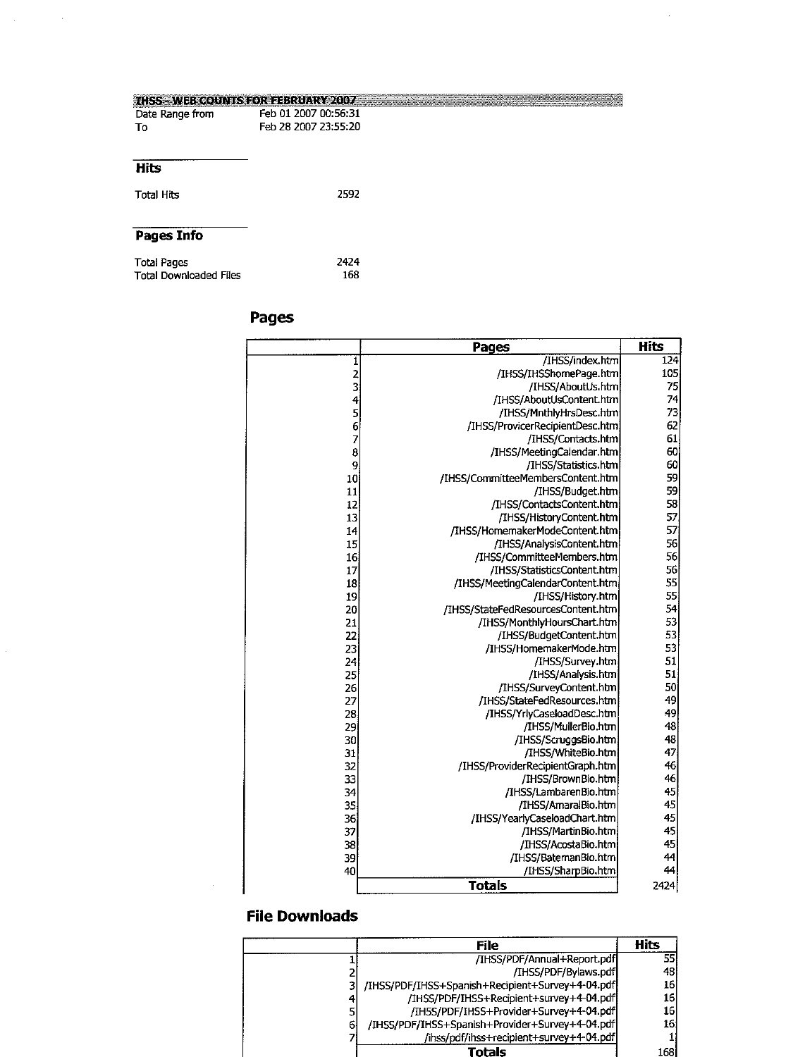## IHSS - WEB COUNTS FOR FEBRUARY 2007

| | |
|---|---|
| Date Range from | Feb 01 2007 00:56:31 |
| To | Feb 28 2007 23:55:20 |

### Hits

| | |
|---|---|
| Total Hits | 2592 |

### Pages Info

| | |
|---|---|
| Total Pages | 2424 |
| Total Downloaded Files | 168 |

## Pages

| | Pages | Hits |
|---|---|---|
| 1 | /IHSS/index.htm | 124 |
| 2 | /IHSS/IHSShomePage.htm | 105 |
| 3 | /IHSS/AboutUs.htm | 75 |
| 4 | /IHSS/AboutUsContent.htm | 74 |
| 5 | /IHSS/MnthlyHrsDesc.htm | 73 |
| 6 | /IHSS/ProvicerRecipientDesc.htm | 62 |
| 7 | /IHSS/Contacts.htm | 61 |
| 8 | /IHSS/MeetingCalendar.htm | 60 |
| 9 | /IHSS/Statistics.htm | 60 |
| 10 | /IHSS/CommitteeMembersContent.htm | 59 |
| 11 | /IHSS/Budget.htm | 59 |
| 12 | /IHSS/ContactsContent.htm | 58 |
| 13 | /IHSS/HistoryContent.htm | 57 |
| 14 | /IHSS/HomemakerModeContent.htm | 57 |
| 15 | /IHSS/AnalysisContent.htm | 56 |
| 16 | /IHSS/CommitteeMembers.htm | 56 |
| 17 | /IHSS/StatisticsContent.htm | 56 |
| 18 | /IHSS/MeetingCalendarContent.htm | 55 |
| 19 | /IHSS/History.htm | 55 |
| 20 | /IHSS/StateFedResourcesContent.htm | 54 |
| 21 | /IHSS/MonthlyHoursChart.htm | 53 |
| 22 | /IHSS/BudgetContent.htm | 53 |
| 23 | /IHSS/HomemakerMode.htm | 53 |
| 24 | /IHSS/Survey.htm | 51 |
| 25 | /IHSS/Analysis.htm | 51 |
| 26 | /IHSS/SurveyContent.htm | 50 |
| 27 | /IHSS/StateFedResources.htm | 49 |
| 28 | /IHSS/YrlyCaseloadDesc.htm | 49 |
| 29 | /IHSS/MullerBio.htm | 48 |
| 30 | /IHSS/ScruggsBio.htm | 48 |
| 31 | /IHSS/WhiteBio.htm | 47 |
| 32 | /IHSS/ProviderRecipientGraph.htm | 46 |
| 33 | /IHSS/BrownBio.htm | 46 |
| 34 | /IHSS/LambarenBio.htm | 45 |
| 35 | /IHSS/AmaralBio.htm | 45 |
| 36 | /IHSS/YearlyCaseloadChart.htm | 45 |
| 37 | /IHSS/MartinBio.htm | 45 |
| 38 | /IHSS/AcostaBio.htm | 45 |
| 39 | /IHSS/BatemanBio.htm | 44 |
| 40 | /IHSS/SharpBio.htm | 44 |
| | **Totals** | 2424 |

## File Downloads

| | File | Hits |
|---|---|---|
| 1 | /IHSS/PDF/Annual+Report.pdf | 55 |
| 2 | /IHSS/PDF/Bylaws.pdf | 48 |
| 3 | /IHSS/PDF/IHSS+Spanish+Recipient+Survey+4-04.pdf | 16 |
| 4 | /IHSS/PDF/IHSS+Recipient+survey+4-04.pdf | 16 |
| 5 | /IHSS/PDF/IHSS+Provider+Survey+4-04.pdf | 16 |
| 6 | /IHSS/PDF/IHSS+Spanish+Provider+Survey+4-04.pdf | 16 |
| 7 | /ihss/pdf/ihss+recipient+survey+4-04.pdf | 1 |
| | **Totals** | 168 |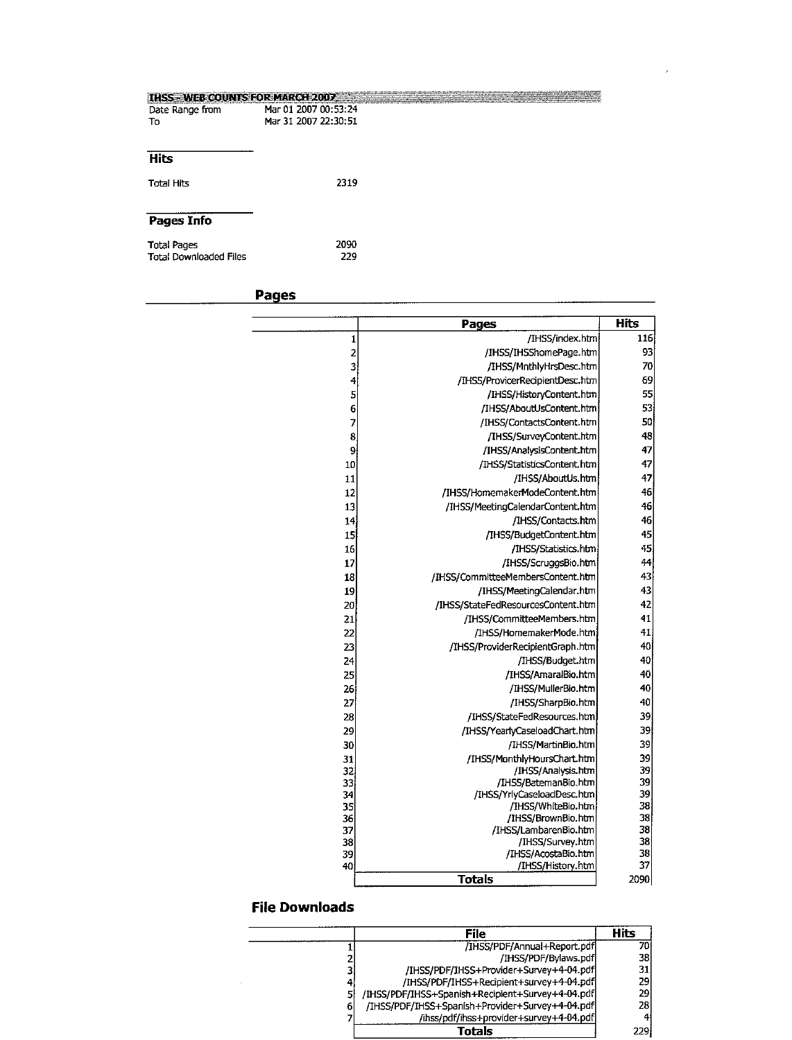**IHSS - WEB COUNTS FOR MARCH 2007**

Date Range from Mar 01 2007 00:53:24
To Mar 31 2007 22:30:51

## Hits

Total Hits 2319

## Pages Info

Total Pages 2090
Total Downloaded Files 229

## Pages

| | Pages | Hits |
|---|---|---|
| 1 | /IHSS/index.htm | 116 |
| 2 | /IHSS/IHSShomePage.htm | 93 |
| 3 | /IHSS/MnthlyHrsDesc.htm | 70 |
| 4 | /IHSS/ProvicerRecipientDesc.htm | 69 |
| 5 | /IHSS/HistoryContent.htm | 55 |
| 6 | /IHSS/AboutUsContent.htm | 53 |
| 7 | /IHSS/ContactsContent.htm | 50 |
| 8 | /IHSS/SurveyContent.htm | 48 |
| 9 | /IHSS/AnalysisContent.htm | 47 |
| 10 | /IHSS/StatisticsContent.htm | 47 |
| 11 | /IHSS/AboutUs.htm | 47 |
| 12 | /IHSS/HomemakerModeContent.htm | 46 |
| 13 | /IHSS/MeetingCalendarContent.htm | 46 |
| 14 | /IHSS/Contacts.htm | 46 |
| 15 | /IHSS/BudgetContent.htm | 45 |
| 16 | /IHSS/Statistics.htm | 45 |
| 17 | /IHSS/ScruggsBio.htm | 44 |
| 18 | /IHSS/CommitteeMembersContent.htm | 43 |
| 19 | /IHSS/MeetingCalendar.htm | 43 |
| 20 | /IHSS/StateFedResourcesContent.htm | 42 |
| 21 | /IHSS/CommitteeMembers.htm | 41 |
| 22 | /IHSS/HomemakerMode.htm | 41 |
| 23 | /IHSS/ProviderRecipientGraph.htm | 40 |
| 24 | /IHSS/Budget.htm | 40 |
| 25 | /IHSS/AmaralBio.htm | 40 |
| 26 | /IHSS/MullerBio.htm | 40 |
| 27 | /IHSS/SharpBio.htm | 40 |
| 28 | /IHSS/StateFedResources.htm | 39 |
| 29 | /IHSS/YearlyCaseloadChart.htm | 39 |
| 30 | /IHSS/MartinBio.htm | 39 |
| 31 | /IHSS/MonthlyHoursChart.htm | 39 |
| 32 | /IHSS/Analysis.htm | 39 |
| 33 | /IHSS/BatemanBio.htm | 39 |
| 34 | /IHSS/YrlyCaseloadDesc.htm | 39 |
| 35 | /IHSS/WhiteBio.htm | 38 |
| 36 | /IHSS/BrownBio.htm | 38 |
| 37 | /IHSS/LambarenBio.htm | 38 |
| 38 | /IHSS/Survey.htm | 38 |
| 39 | /IHSS/AcostaBio.htm | 38 |
| 40 | /IHSS/History.htm | 37 |
| | **Totals** | 2090 |

## File Downloads

| | File | Hits |
|---|---|---|
| 1 | /IHSS/PDF/Annual+Report.pdf | 70 |
| 2 | /IHSS/PDF/Bylaws.pdf | 38 |
| 3 | /IHSS/PDF/IHSS+Provider+Survey+4-04.pdf | 31 |
| 4 | /IHSS/PDF/IHSS+Recipient+survey+4-04.pdf | 29 |
| 5 | /IHSS/PDF/IHSS+Spanish+Recipient+Survey+4-04.pdf | 29 |
| 6 | /IHSS/PDF/IHSS+Spanish+Provider+Survey+4-04.pdf | 28 |
| 7 | /ihss/pdf/ihss+provider+survey+4-04.pdf | 4 |
| | **Totals** | 229 |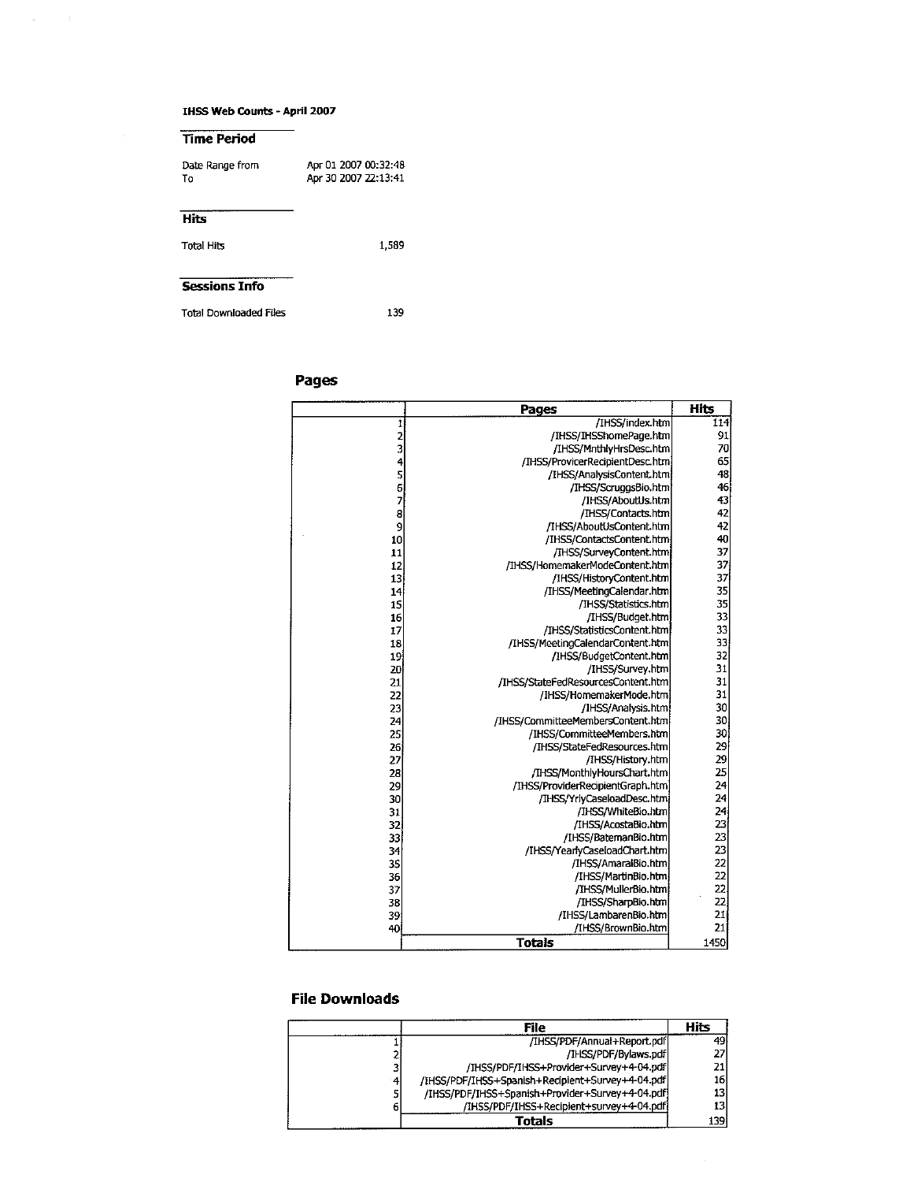**IHSS Web Counts - April 2007**

## Time Period

| | |
|---|---|
| Date Range from | Apr 01 2007 00:32:48 |
| To | Apr 30 2007 22:13:41 |

## Hits

| | |
|---|---|
| Total Hits | 1,589 |

## Sessions Info

| | |
|---|---|
| Total Downloaded Files | 139 |

## Pages

| | Pages | Hits |
|---|---|---|
| 1 | /IHSS/index.htm | 114 |
| 2 | /IHSS/IHSShomePage.htm | 91 |
| 3 | /IHSS/MnthlyHrsDesc.htm | 70 |
| 4 | /IHSS/ProvicerRecipientDesc.htm | 65 |
| 5 | /IHSS/AnalysisContent.htm | 48 |
| 6 | /IHSS/ScruggsBio.htm | 46 |
| 7 | /IHSS/AboutUs.htm | 43 |
| 8 | /IHSS/Contacts.htm | 42 |
| 9 | /IHSS/AboutUsContent.htm | 42 |
| 10 | /IHSS/ContactsContent.htm | 40 |
| 11 | /IHSS/SurveyContent.htm | 37 |
| 12 | /IHSS/HomemakerModeContent.htm | 37 |
| 13 | /IHSS/HistoryContent.htm | 37 |
| 14 | /IHSS/MeetingCalendar.htm | 35 |
| 15 | /IHSS/Statistics.htm | 35 |
| 16 | /IHSS/Budget.htm | 33 |
| 17 | /IHSS/StatisticsContent.htm | 33 |
| 18 | /IHSS/MeetingCalendarContent.htm | 33 |
| 19 | /IHSS/BudgetContent.htm | 32 |
| 20 | /IHSS/Survey.htm | 31 |
| 21 | /IHSS/StateFedResourcesContent.htm | 31 |
| 22 | /IHSS/HomemakerMode.htm | 31 |
| 23 | /IHSS/Analysis.htm | 30 |
| 24 | /IHSS/CommitteeMembersContent.htm | 30 |
| 25 | /IHSS/CommitteeMembers.htm | 30 |
| 26 | /IHSS/StateFedResources.htm | 29 |
| 27 | /IHSS/History.htm | 29 |
| 28 | /IHSS/MonthlyHoursChart.htm | 25 |
| 29 | /IHSS/ProviderRecipientGraph.htm | 24 |
| 30 | /IHSS/YrlyCaseloadDesc.htm | 24 |
| 31 | /IHSS/WhiteBio.htm | 24 |
| 32 | /IHSS/AcostaBio.htm | 23 |
| 33 | /IHSS/BatemanBio.htm | 23 |
| 34 | /IHSS/YearlyCaseloadChart.htm | 23 |
| 35 | /IHSS/AmaralBio.htm | 22 |
| 36 | /IHSS/MartinBio.htm | 22 |
| 37 | /IHSS/MullerBio.htm | 22 |
| 38 | /IHSS/SharpBio.htm | 22 |
| 39 | /IHSS/LambarenBio.htm | 21 |
| 40 | /IHSS/BrownBio.htm | 21 |
| | **Totals** | 1450 |

## File Downloads

| | File | Hits |
|---|---|---|
| 1 | /IHSS/PDF/Annual+Report.pdf | 49 |
| 2 | /IHSS/PDF/Bylaws.pdf | 27 |
| 3 | /IHSS/PDF/IHSS+Provider+Survey+4-04.pdf | 21 |
| 4 | /IHSS/PDF/IHSS+Spanish+Recipient+Survey+4-04.pdf | 16 |
| 5 | /IHSS/PDF/IHSS+Spanish+Provider+Survey+4-04.pdf | 13 |
| 6 | /IHSS/PDF/IHSS+Recipient+survey+4-04.pdf | 13 |
| | **Totals** | 139 |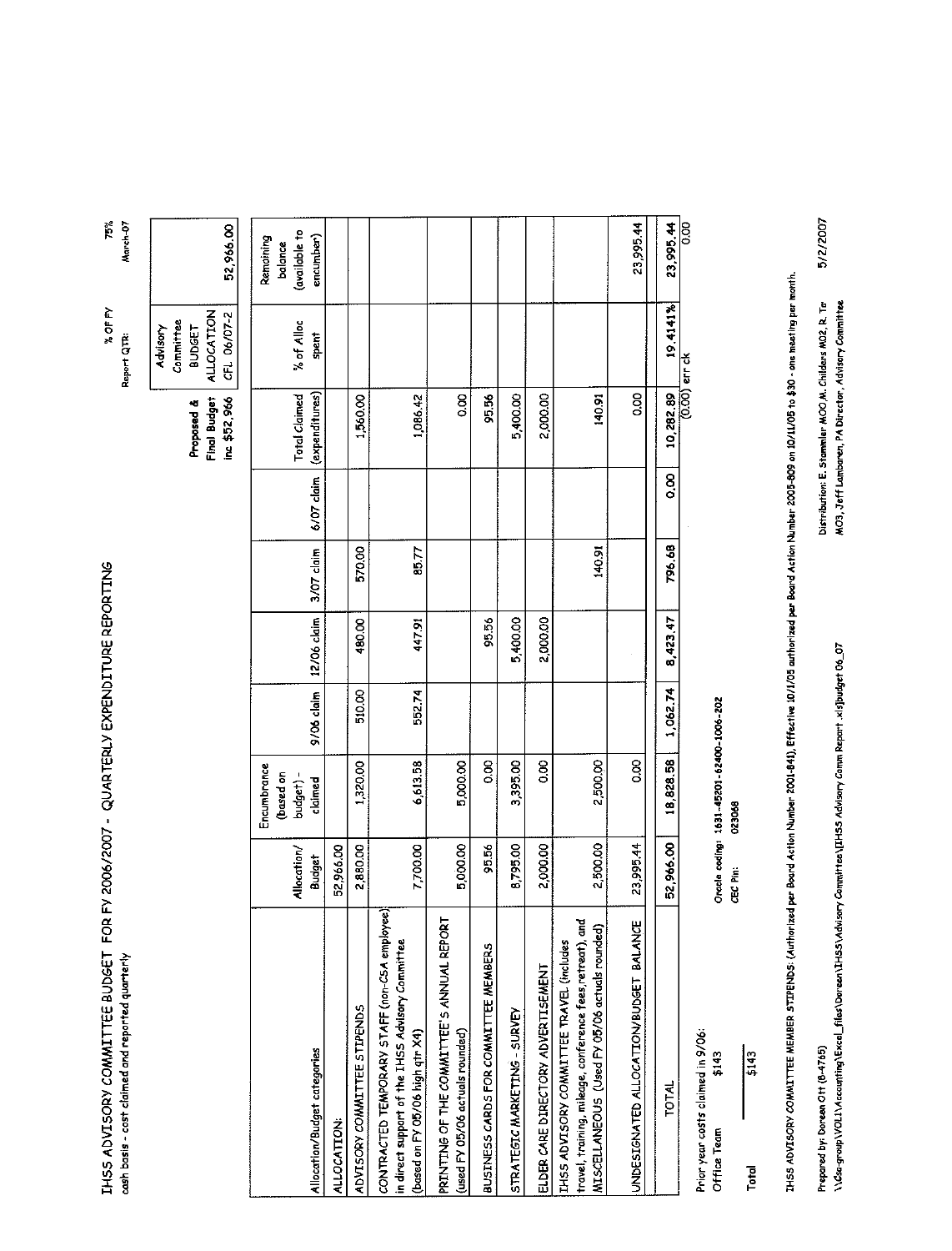# IHSS ADVISORY COMMITTEE BUDGET FOR FY 2006/2007 - QUARTERLY EXPENDITURE REPORTING

cash basis - cost claimed and reported quarterly

% OF FY 75%

Report QTR: March-07

| Proposed & Final Budget inc $52,966 | Advisory Committee BUDGET ALLOCATION CFL 06/07-2 |
|---|---|
| | 52,966.00 |

| Allocation/Budget categories | Allocation/ Budget | Encumbrance (based on budget) - claimed | 9/06 claim | 12/06 claim | 3/07 claim | 6/07 claim | Total claimed (expenditures) | % of Alloc spent | Remaining balance (available to encumber) |
|---|---|---|---|---|---|---|---|---|---|
| ALLOCATION: | 52,966.00 | | | | | | | | |
| ADVISORY COMMITTEE STIPENDS | 2,880.00 | 1,320.00 | 510.00 | 480.00 | 570.00 | | 1,560.00 | | |
| CONTRACTED TEMPORARY STAFF (non-CSA employee) in direct support of the IHSS Advisory Committee (based on FY 05/06 high qtr X4) | 7,700.00 | 6,613.58 | 552.74 | 447.91 | 85.77 | | 1,086.42 | | |
| PRINTING OF THE COMMITTEE'S ANNUAL REPORT (used FY 05/06 actuals rounded) | 5,000.00 | 5,000.00 | | | | | 0.00 | | |
| BUSINESS CARDS FOR COMMITTEE MEMBERS | 95.56 | 0.00 | | 95.56 | | | 95.56 | | |
| STRATEGIC MARKETING - SURVEY | 8,795.00 | 3,395.00 | | 5,400.00 | | | 5,400.00 | | |
| ELDER CARE DIRECTORY ADVERTISEMENT | 2,000.00 | 0.00 | | 2,000.00 | | | 2,000.00 | | |
| IHSS ADVISORY COMMITTEE TRAVEL (includes travel, training, mileage, conference fees, retreat), and MISCELLANEOUS (Used FY 05/06 actuals rounded) | 2,500.00 | 2,500.00 | | | 140.91 | | 140.91 | | |
| UNDESIGNATED ALLOCATION/BUDGET BALANCE | 23,995.44 | 0.00 | | | | | 0.00 | | 23,995.44 |
| TOTAL | 52,966.00 | 18,828.58 | 1,062.74 | 8,423.47 | 796.68 | 0.00 | 10,282.89 | 19.4141% | 23,995.44 |
| | | | | | | | (0.00) err ck | | 0.00 |

Prior year costs claimed in 9/06:

Office Team $143

Total $143

Oracle coding: 1631-45201-62400-1006-202

CEC Pin: 023068

IHSS ADVISORY COMMITTEE MEMBER STIPENDS: (Authorized per Board Action Number 2001-841), Effective 10/1/05 authorized per Board Action Number 2005-809 on 10/11/05 to $30 - one meeting per month.

Prepared by: Doreen Ott (6-4765)

\\Csa-group\VOL1\Accounting\Excel_files\Doreen\IHSS\Advisory Committee\[IHSS Advisory Comm Report .xls]budget 06_07

Distribution: E. Stammler MOO, M. Childers MO2, R. Te MO3, Jeff Lamboren, PA Director, Advisory Committee

5/2/2007